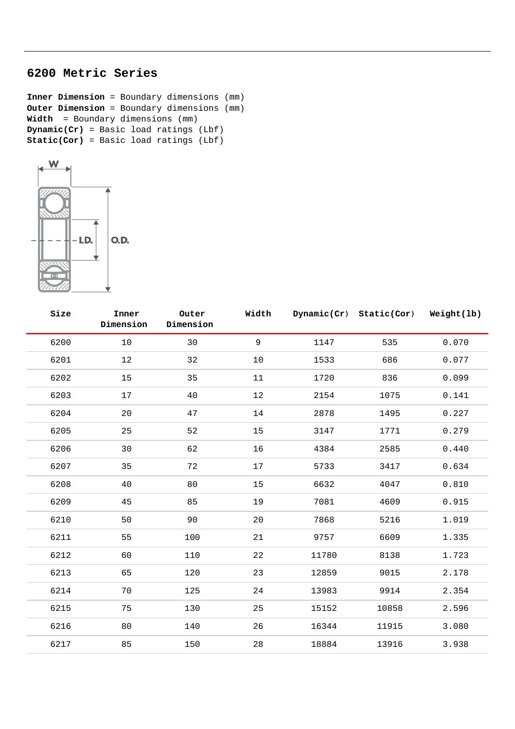## 6200 Metric Series

**Inner Dimension** = Boundary dimensions (mm)
**Outer Dimension** = Boundary dimensions (mm)
**Width** = Boundary dimensions (mm)
**Dynamic(Cr)** = Basic load ratings (Lbf)
**Static(Cor)** = Basic load ratings (Lbf)

| Size | Inner Dimension | Outer Dimension | Width | Dynamic(Cr) | Static(Cor) | Weight(lb) |
|---|---|---|---|---|---|---|
| 6200 | 10 | 30 | 9 | 1147 | 535 | 0.070 |
| 6201 | 12 | 32 | 10 | 1533 | 686 | 0.077 |
| 6202 | 15 | 35 | 11 | 1720 | 836 | 0.099 |
| 6203 | 17 | 40 | 12 | 2154 | 1075 | 0.141 |
| 6204 | 20 | 47 | 14 | 2878 | 1495 | 0.227 |
| 6205 | 25 | 52 | 15 | 3147 | 1771 | 0.279 |
| 6206 | 30 | 62 | 16 | 4384 | 2585 | 0.440 |
| 6207 | 35 | 72 | 17 | 5733 | 3417 | 0.634 |
| 6208 | 40 | 80 | 15 | 6632 | 4047 | 0.810 |
| 6209 | 45 | 85 | 19 | 7081 | 4609 | 0.915 |
| 6210 | 50 | 90 | 20 | 7868 | 5216 | 1.019 |
| 6211 | 55 | 100 | 21 | 9757 | 6609 | 1.335 |
| 6212 | 60 | 110 | 22 | 11780 | 8138 | 1.723 |
| 6213 | 65 | 120 | 23 | 12859 | 9015 | 2.178 |
| 6214 | 70 | 125 | 24 | 13983 | 9914 | 2.354 |
| 6215 | 75 | 130 | 25 | 15152 | 10858 | 2.596 |
| 6216 | 80 | 140 | 26 | 16344 | 11915 | 3.080 |
| 6217 | 85 | 150 | 28 | 18884 | 13916 | 3.938 |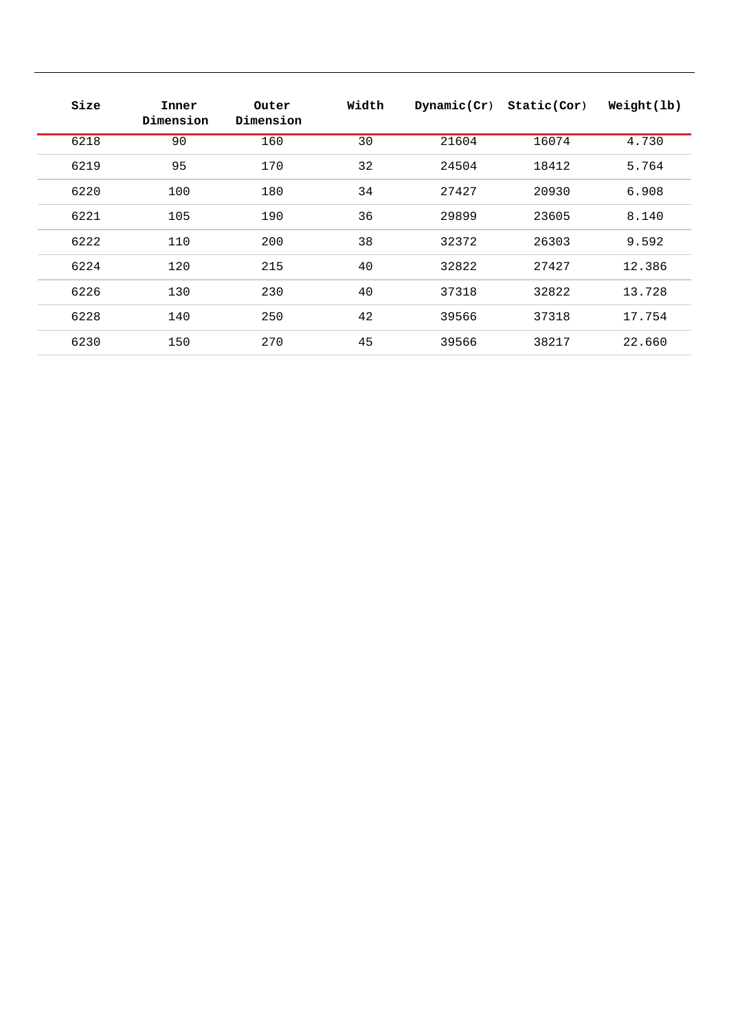| Size | Inner Dimension | Outer Dimension | Width | Dynamic(Cr) | Static(Cor) | Weight(lb) |
|---|---|---|---|---|---|---|
| 6218 | 90 | 160 | 30 | 21604 | 16074 | 4.730 |
| 6219 | 95 | 170 | 32 | 24504 | 18412 | 5.764 |
| 6220 | 100 | 180 | 34 | 27427 | 20930 | 6.908 |
| 6221 | 105 | 190 | 36 | 29899 | 23605 | 8.140 |
| 6222 | 110 | 200 | 38 | 32372 | 26303 | 9.592 |
| 6224 | 120 | 215 | 40 | 32822 | 27427 | 12.386 |
| 6226 | 130 | 230 | 40 | 37318 | 32822 | 13.728 |
| 6228 | 140 | 250 | 42 | 39566 | 37318 | 17.754 |
| 6230 | 150 | 270 | 45 | 39566 | 38217 | 22.660 |